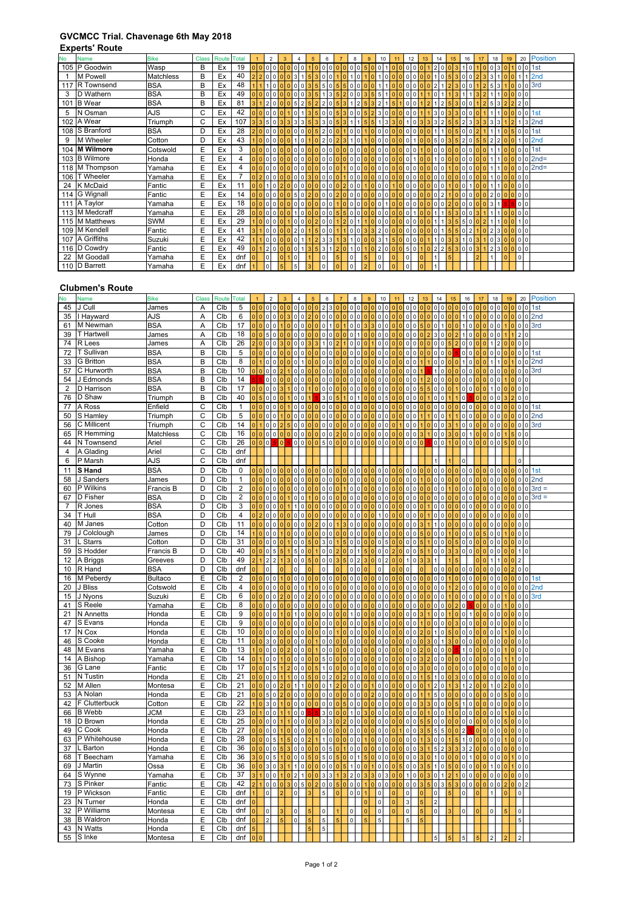# GVCMCC Trial. Chavenage 6th May 2018

## Experts' Route

| No | Name | Bike | Class | Route | Total | Position |
|---|---|---|---|---|---|---|
| 105 | P Goodwin | Wasp | B | Ex | 19 | 1st |
| 1 | M Powell | Matchless | B | Ex | 40 | 2nd |
| 117 | R Townsend | BSA | B | Ex | 48 | 3rd |
| 3 | D Wathern | BSA | B | Ex | 49 | |
| 101 | B Wear | BSA | B | Ex | 81 | |
| 5 | N Osman | AJS | C | Ex | 42 | 1st |
| 102 | A Wear | Triumph | C | Ex | 107 | 2nd |
| 108 | S Branford | BSA | D | Ex | 28 | 1st |
| 9 | M Wheeler | Cotton | D | Ex | 43 | 2nd |
| 104 | **M Wilmore** | Cotswold | E | Ex | 3 | 1st |
| 103 | B Wilmore | Honda | E | Ex | 4 | 2nd= |
| 118 | M Thompson | Yamaha | E | Ex | 4 | 2nd= |
| 106 | T Wheeler | Yamaha | E | Ex | 7 | |
| 24 | K McDaid | Fantic | E | Ex | 11 | |
| 114 | G Wignall | Fantic | E | Ex | 14 | |
| 111 | A Taylor | Yamaha | E | Ex | 18 | |
| 113 | M Medcraff | Yamaha | E | Ex | 28 | |
| 115 | M Matthews | SWM | E | Ex | 29 | |
| 109 | M Kendell | Fantic | E | Ex | 41 | |
| 107 | A Griffiths | Suzuki | E | Ex | 42 | |
| 116 | D Cowdry | Fantic | E | Ex | 49 | |
| 22 | M Goodall | Yamaha | E | Ex | dnf | |
| 110 | D Barrett | Yamaha | E | Ex | dnf | |

## Clubmen's Route

| No | Name | Bike | Class | Route | Total | Position |
|---|---|---|---|---|---|---|
| 45 | J Cull | James | A | Clb | 5 | 1st |
| 35 | I Hayward | AJS | A | Clb | 6 | 2nd |
| 61 | M Newman | BSA | A | Clb | 17 | 3rd |
| 39 | T Hartwell | James | A | Clb | 18 | |
| 74 | R Lees | James | A | Clb | 26 | |
| 72 | T Sullivan | BSA | B | Clb | 5 | 1st |
| 33 | G Britton | BSA | B | Clb | 8 | 2nd |
| 57 | C Hurworth | BSA | B | Clb | 10 | 3rd |
| 54 | J Edmonds | BSA | B | Clb | 14 | |
| 2 | D Harrison | BSA | B | Clb | 17 | |
| 76 | D Shaw | Triumph | B | Clb | 40 | |
| 77 | A Ross | Enfield | C | Clb | 1 | 1st |
| 50 | S Hamley | Triumph | C | Clb | 5 | 2nd |
| 56 | C Millicent | Triumph | C | Clb | 14 | 3rd |
| 65 | R Hemming | Matchless | C | Clb | 16 | |
| 44 | N Townsend | Ariel | C | Clb | 26 | |
| 4 | A Glading | Ariel | C | Clb | dnf | |
| 6 | P Marsh | AJS | C | Clb | dnf | |
| 11 | **S Hand** | BSA | D | Clb | 0 | 1st |
| 58 | J Sanders | James | D | Clb | 1 | 2nd |
| 60 | P Wilkins | Francis B | D | Clb | 2 | 3rd = |
| 67 | D Fisher | BSA | D | Clb | 2 | 3rd = |
| 7 | R Jones | BSA | D | Clb | 3 | |
| 34 | T Hull | BSA | D | Clb | 4 | |
| 40 | M Janes | Cotton | D | Clb | 11 | |
| 79 | J Colclough | James | D | Clb | 14 | |
| 31 | L Starrs | Cotton | D | Clb | 31 | |
| 59 | S Hodder | Francis B | D | Clb | 40 | |
| 12 | A Briggs | Greeves | D | Clb | 49 | |
| 10 | R Hand | BSA | D | Clb | dnf | |
| 16 | M Peberdy | Bultaco | E | Clb | 2 | 1st |
| 20 | J Bliss | Cotswold | E | Clb | 4 | 2nd |
| 15 | J Nyons | Suzuki | E | Clb | 6 | 3rd |
| 41 | S Reele | Yamaha | E | Clb | 8 | |
| 21 | N Annetts | Honda | E | Clb | 9 | |
| 47 | S Evans | Honda | E | Clb | 9 | |
| 17 | N Cox | Honda | E | Clb | 10 | |
| 46 | S Cooke | Honda | E | Clb | 11 | |
| 48 | M Evans | Yamaha | E | Clb | 13 | |
| 14 | A Bishop | Yamaha | E | Clb | 14 | |
| 36 | G Lane | Fantic | E | Clb | 17 | |
| 51 | N Tustin | Honda | E | Clb | 21 | |
| 52 | M Allen | Montesa | E | Clb | 21 | |
| 53 | A Nolan | Honda | E | Clb | 21 | |
| 42 | F Clutterbuck | Cotton | E | Clb | 22 | |
| 66 | B Webb | JCM | E | Clb | 23 | |
| 18 | D Brown | Honda | E | Clb | 25 | |
| 49 | C Cook | Honda | E | Clb | 27 | |
| 63 | P Whitehouse | Honda | E | Clb | 28 | |
| 37 | L Barton | Honda | E | Clb | 36 | |
| 68 | T Beecham | Yamaha | E | Clb | 36 | |
| 69 | J Martin | Ossa | E | Clb | 36 | |
| 64 | S Wynne | Yamaha | E | Clb | 37 | |
| 73 | S Pinker | Fantic | E | Clb | 42 | |
| 19 | P Wickson | Fantic | E | Clb | dnf | |
| 23 | N Turner | Honda | E | Clb | dnf | |
| 32 | P Williams | Montesa | E | Clb | dnf | |
| 38 | B Waldron | Honda | E | Clb | dnf | |
| 43 | N Watts | Honda | E | Clb | dnf | |
| 55 | S Inke | Montesa | E | Clb | dnf | |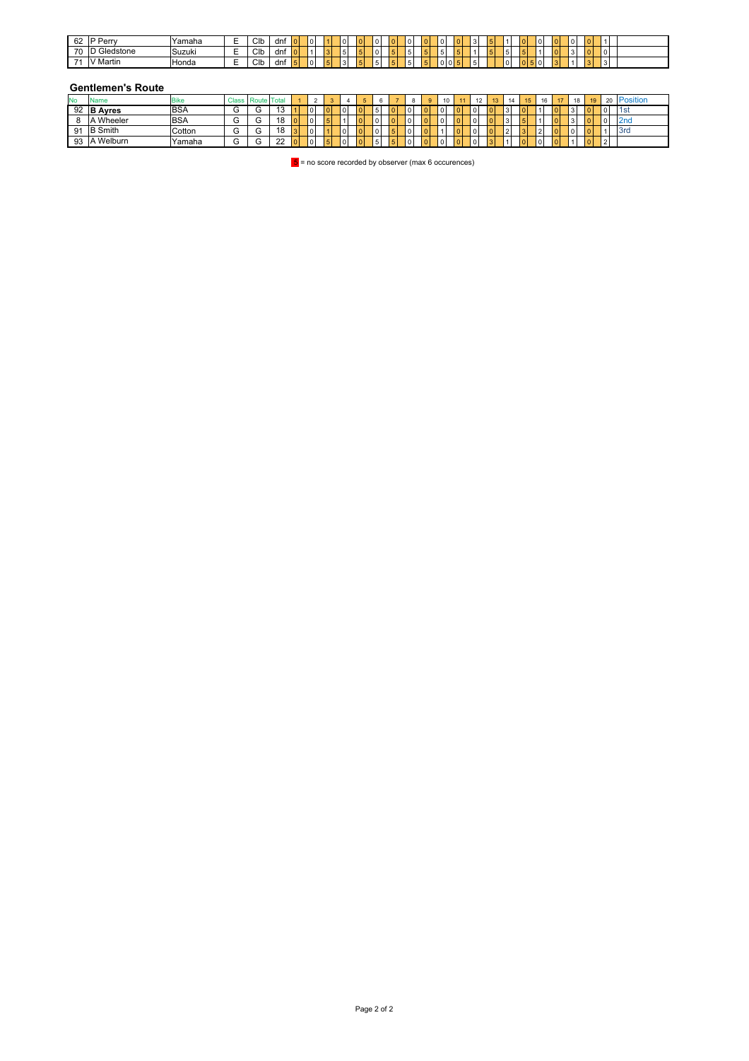| | | | | | | | | | | | | | | | | | | | | | | | | | | |
|---|---|---|---|---|---|---|---|---|---|---|---|---|---|---|---|---|---|---|---|---|---|---|---|---|---|---|
| 62 | P Perry | Yamaha | E | Clb | dnf | 0 | 0 | 1 | 0 | 0 | 0 | 0 | 0 | 0 | 0 | 0 | 3 | 5 | 1 | 0 | 0 | 0 | 0 | 0 | 1 | |
| 70 | D Gledstone | Suzuki | E | Clb | dnf | 0 | 1 | 3 | 5 | 5 | 0 | 5 | 5 | 5 | 5 | 5 | 1 | 5 | 5 | 5 | 1 | 0 | 3 | 0 | 0 | |
| 71 | V Martin | Honda | E | Clb | dnf | 5 | 0 | 5 | 3 | 5 | 5 | 5 | 5 | 5 | 0 0 | 5 | 5 | | 0 | 0 5 | 0 | 3 | 1 | 3 | 3 | |

## Gentlemen's Route

| No | Name | Bike | Class | Route | Total | 1 | 2 | 3 | 4 | 5 | 6 | 7 | 8 | 9 | 10 | 11 | 12 | 13 | 14 | 15 | 16 | 17 | 18 | 19 | 20 | Position |
|---|---|---|---|---|---|---|---|---|---|---|---|---|---|---|---|---|---|---|---|---|---|---|---|---|---|---|
| 92 | **B Ayres** | BSA | G | G | 13 | 1 | 0 | 0 | 0 | 0 | 5 | 0 | 0 | 0 | 0 | 0 | 0 | 0 | 3 | 0 | 1 | 0 | 3 | 0 | 0 | 1st |
| 8 | A Wheeler | BSA | G | G | 18 | 0 | 0 | 5 | 1 | 0 | 0 | 0 | 0 | 0 | 0 | 0 | 0 | 0 | 3 | 5 | 1 | 0 | 3 | 0 | 0 | 2nd |
| 91 | B Smith | Cotton | G | G | 18 | 3 | 0 | 1 | 0 | 0 | 0 | 5 | 0 | 0 | 1 | 0 | 0 | 0 | 2 | 3 | 2 | 0 | 0 | 0 | 1 | 3rd |
| 93 | A Welburn | Yamaha | G | G | 22 | 0 | 0 | 5 | 0 | 0 | 5 | 5 | 0 | 0 | 0 | 0 | 0 | 3 | 1 | 0 | 0 | 0 | 1 | 0 | 2 | |

5 = no score recorded by observer (max 6 occurences)